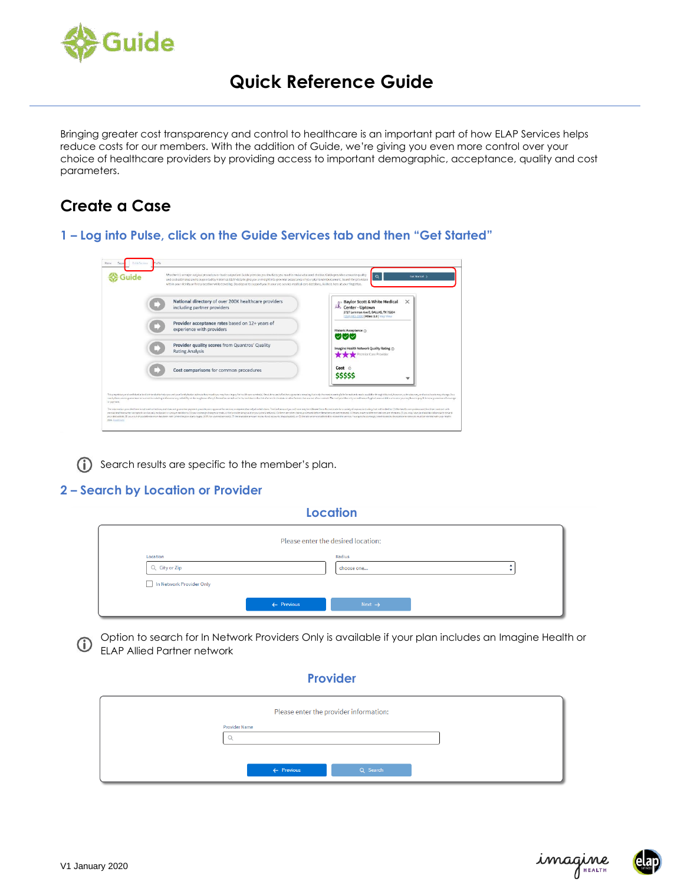# Quick Reference Guide

Bringing greater cost transparency and control to healthcare is an important part of how ELAP Services helps reduce costs for our members. With the addition of Guide, we're giving you even more control over your choice of healthcare providers by providing access to important demographic, acceptance, quality and cost parameters.

## Create a Case

### 1 – Log into Pulse, click on the Guide Services tab and then "Get Started"

Search results are specific to the member's plan.

### 2 – Search by Location or Provider

#### Location

Please enter the desired location:

Location: City or Zip

Radius: choose one...

In Network Provider Only

Previous | Next

Option to search for In Network Providers Only is available if your plan includes an Imagine Health or ELAP Allied Partner network

#### Provider

Please enter the provider information:

Provider Name

Previous | Search

V1 January 2020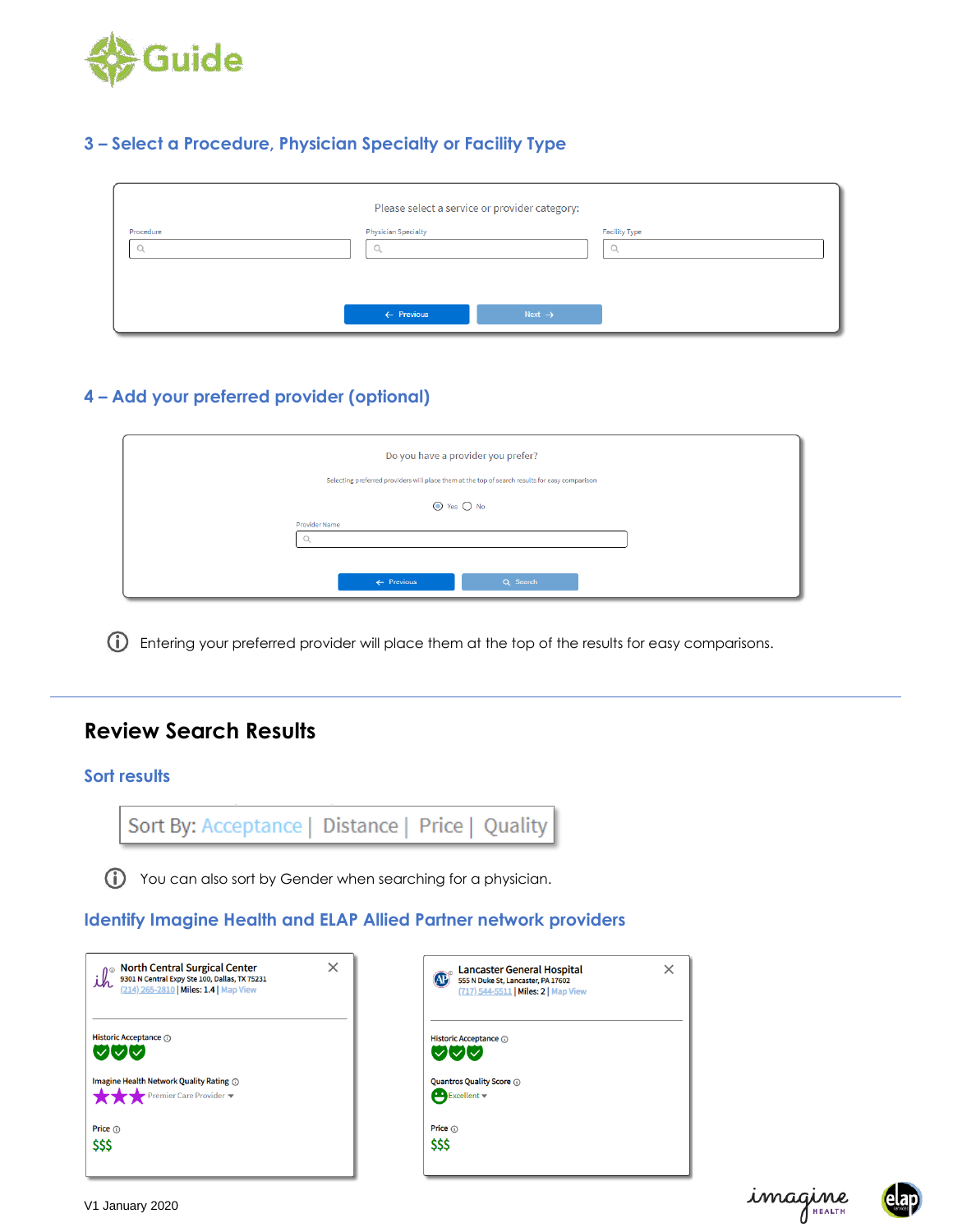# Guide

## 3 – Select a Procedure, Physician Specialty or Facility Type

Please select a service or provider category:

Procedure | Physician Specialty | Facility Type

← Previous | Next →

## 4 – Add your preferred provider (optional)

Do you have a provider you prefer?

Selecting preferred providers will place them at the top of search results for easy comparison

Yes No

Provider Name

← Previous | Search

ⓘ Entering your preferred provider will place them at the top of the results for easy comparisons.

---

# Review Search Results

## Sort results

Sort By: Acceptance | Distance | Price | Quality

ⓘ You can also sort by Gender when searching for a physician.

## Identify Imagine Health and ELAP Allied Partner network providers

**North Central Surgical Center**
9301 N Central Expy Ste 100, Dallas, TX 75231
(214) 265-2810 | Miles: 1.4 | Map View

Historic Acceptance ⓘ

Imagine Health Network Quality Rating ⓘ
Premier Care Provider ▾

Price ⓘ
$$$

**Lancaster General Hospital**
555 N Duke St, Lancaster, PA 17602
(717) 544-5511 | Miles: 2 | Map View

Historic Acceptance ⓘ

Quantros Quality Score ⓘ
Excellent ▾

Price ⓘ
$$$

V1 January 2020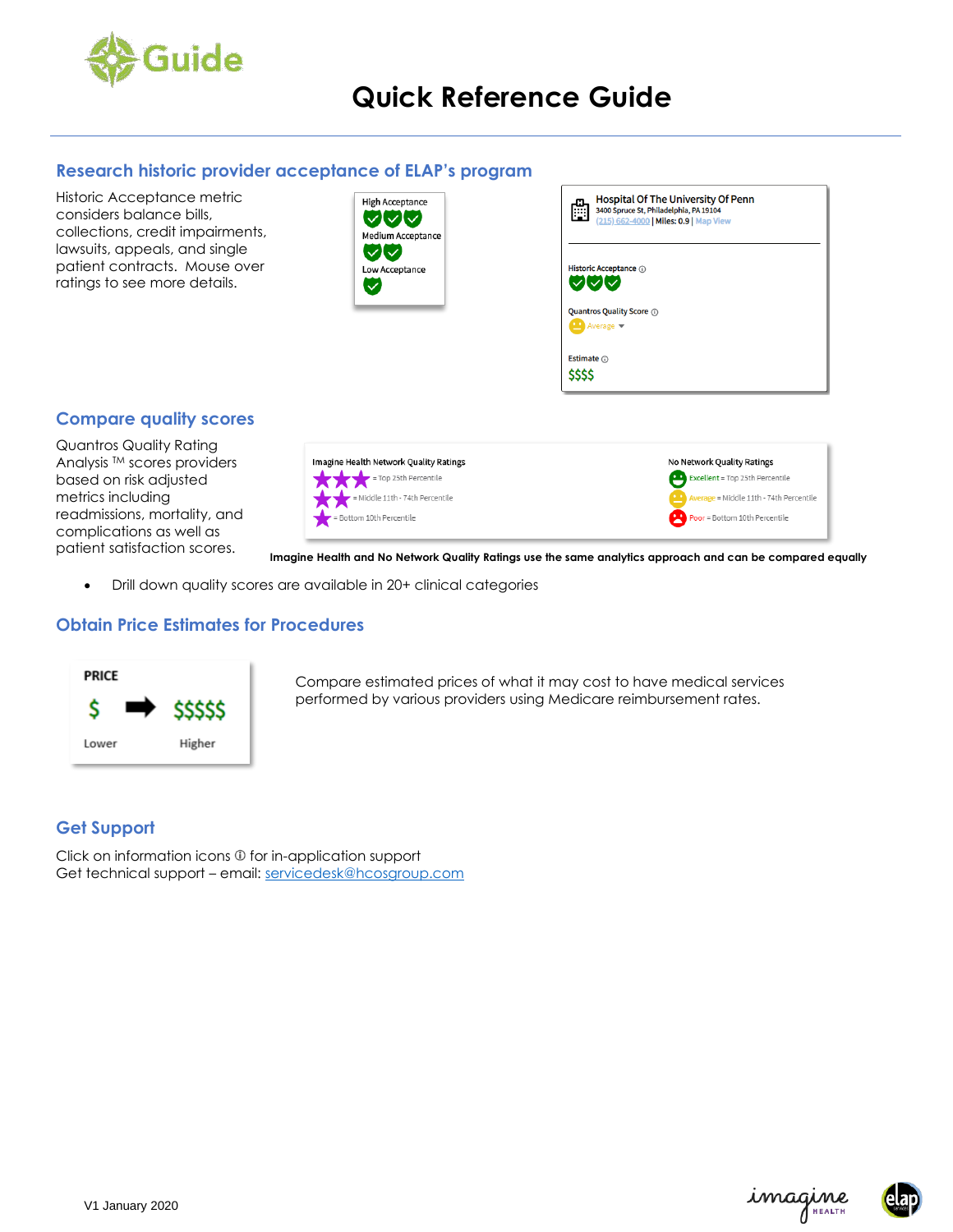# Quick Reference Guide

## Research historic provider acceptance of ELAP's program

Historic Acceptance metric considers balance bills, collections, credit impairments, lawsuits, appeals, and single patient contracts. Mouse over ratings to see more details.

High Acceptance

Medium Acceptance

Low Acceptance

Hospital Of The University Of Penn
3400 Spruce St, Philadelphia, PA 19104
(215) 662-4000 | Miles: 0.9 | Map View

Historic Acceptance

Quantros Quality Score
Average

Estimate
$$$$

## Compare quality scores

Quantros Quality Rating Analysis ™ scores providers based on risk adjusted metrics including readmissions, mortality, and complications as well as patient satisfaction scores.

Imagine Health Network Quality Ratings
= Top 25th Percentile
= Middle 11th - 74th Percentile
= Bottom 10th Percentile

No Network Quality Ratings
Excellent = Top 25th Percentile
Average = Middle 11th - 74th Percentile
Poor = Bottom 10th Percentile

**Imagine Health and No Network Quality Ratings use the same analytics approach and can be compared equally**

- Drill down quality scores are available in 20+ clinical categories

## Obtain Price Estimates for Procedures

PRICE
$ → $$$$$
Lower Higher

Compare estimated prices of what it may cost to have medical services performed by various providers using Medicare reimbursement rates.

## Get Support

Click on information icons ⓘ for in-application support
Get technical support – email: servicedesk@hcosgroup.com

V1 January 2020